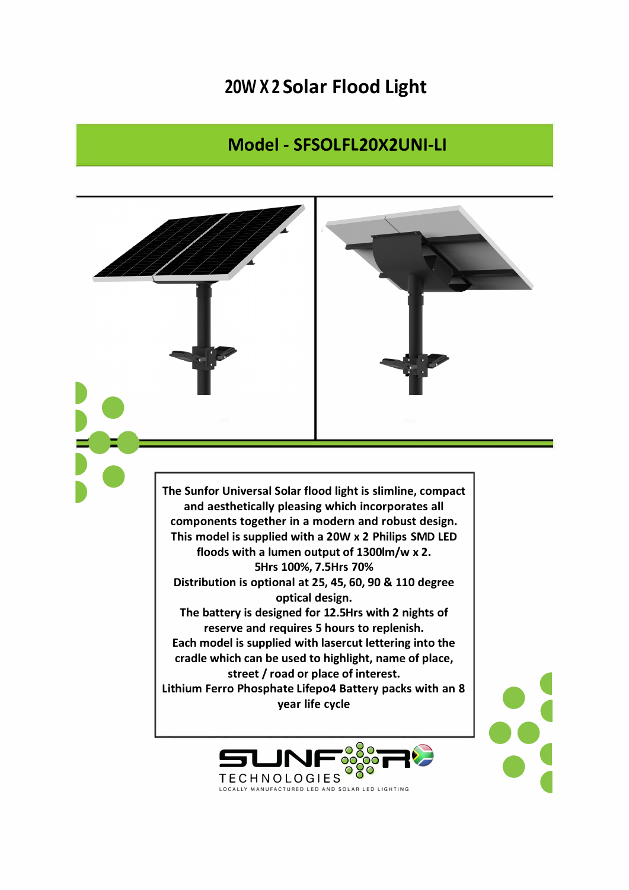# 20W X 2 Solar Flood Light

## Model - SFSOLFL20X2UNI-LI

**The Sunfor Universal Solar flood light is slimline, compact and aesthetically pleasing which incorporates all components together in a modern and robust design.**
**This model is supplied with a 20W x 2 Philips SMD LED floods with a lumen output of 1300lm/w x 2.**
**5Hrs 100%, 7.5Hrs 70%**
**Distribution is optional at 25, 45, 60, 90 & 110 degree optical design.**
**The battery is designed for 12.5Hrs with 2 nights of reserve and requires 5 hours to replenish.**
**Each model is supplied with lasercut lettering into the cradle which can be used to highlight, name of place, street / road or place of interest.**
**Lithium Ferro Phosphate Lifepo4 Battery packs with an 8 year life cycle**

SUNFOR TECHNOLOGIES
LOCALLY MANUFACTURED LED AND SOLAR LED LIGHTING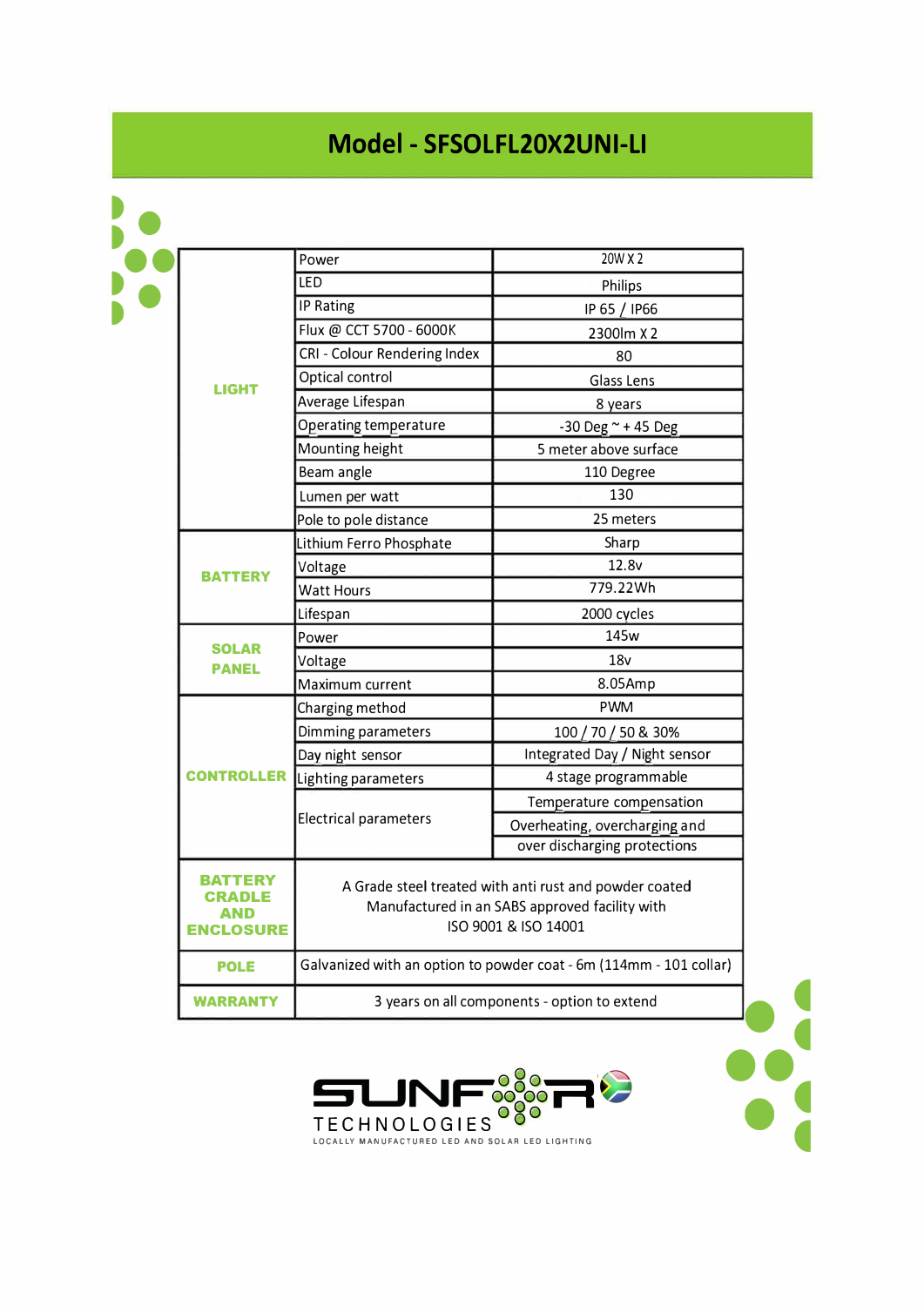# Model - SFSOLFL20X2UNI-LI

| | | |
|---|---|---|
| LIGHT | Power | 20W X 2 |
| | LED | Philips |
| | IP Rating | IP 65 / IP66 |
| | Flux @ CCT 5700 - 6000K | 2300lm X 2 |
| | CRI - Colour Rendering Index | 80 |
| | Optical control | Glass Lens |
| | Average Lifespan | 8 years |
| | Operating temperature | -30 Deg ~ + 45 Deg |
| | Mounting height | 5 meter above surface |
| | Beam angle | 110 Degree |
| | Lumen per watt | 130 |
| | Pole to pole distance | 25 meters |
| BATTERY | Lithium Ferro Phosphate | Sharp |
| | Voltage | 12.8v |
| | Watt Hours | 779.22Wh |
| | Lifespan | 2000 cycles |
| SOLAR PANEL | Power | 145w |
| | Voltage | 18v |
| | Maximum current | 8.05Amp |
| CONTROLLER | Charging method | PWM |
| | Dimming parameters | 100 / 70 / 50 & 30% |
| | Day night sensor | Integrated Day / Night sensor |
| | Lighting parameters | 4 stage programmable |
| | Electrical parameters | Temperature compensation |
| | | Overheating, overcharging and over discharging protections |
| BATTERY CRADLE AND ENCLOSURE | A Grade steel treated with anti rust and powder coated Manufactured in an SABS approved facility with ISO 9001 & ISO 14001 | |
| POLE | Galvanized with an option to powder coat - 6m (114mm - 101 collar) | |
| WARRANTY | 3 years on all components - option to extend | |

SUNFOR TECHNOLOGIES

LOCALLY MANUFACTURED LED AND SOLAR LED LIGHTING